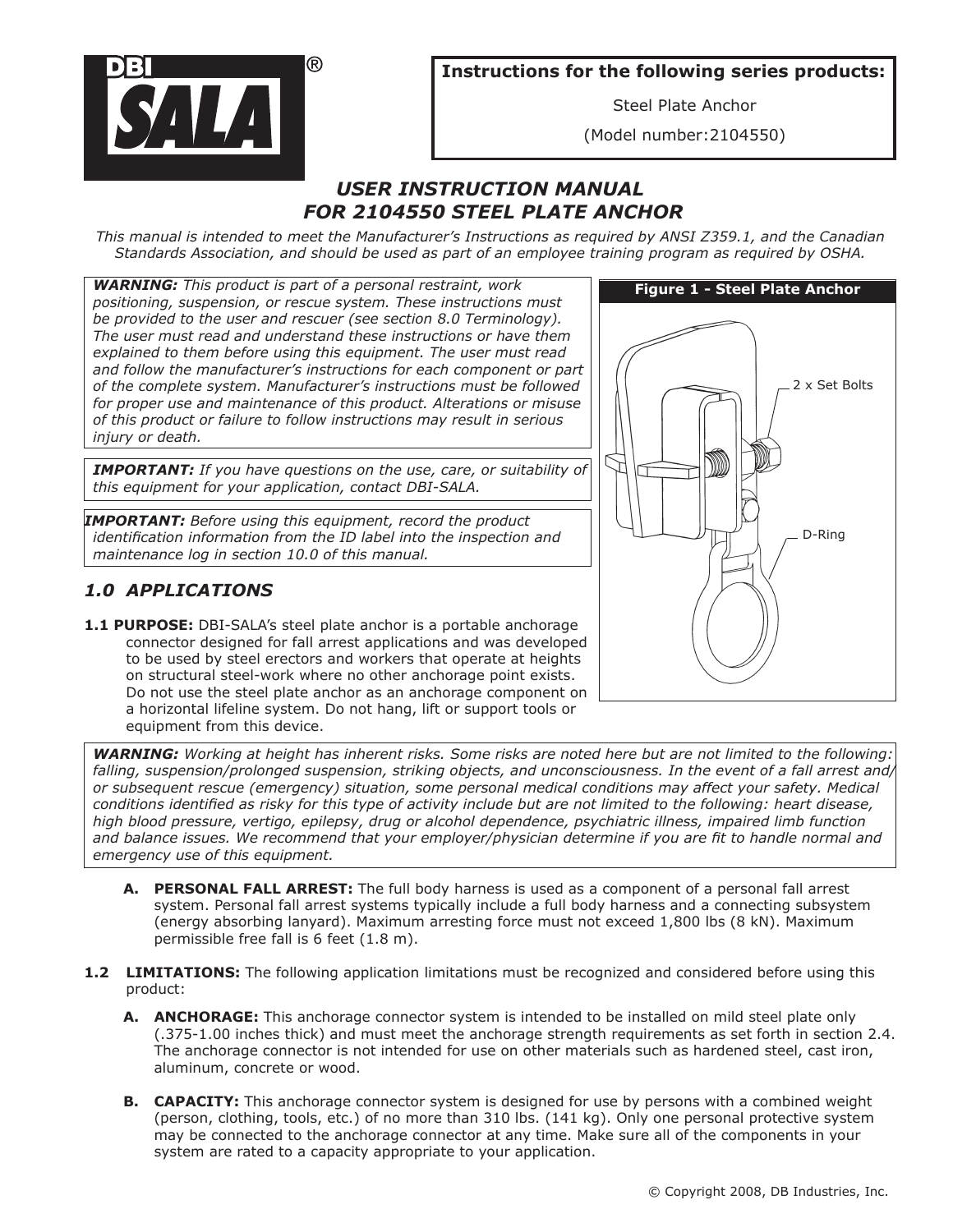DBI SALA®

**Instructions for the following series products:**

Steel Plate Anchor

(Model number:2104550)

## *USER INSTRUCTION MANUAL FOR 2104550 STEEL PLATE ANCHOR*

*This manual is intended to meet the Manufacturer's Instructions as required by ANSI Z359.1, and the Canadian Standards Association, and should be used as part of an employee training program as required by OSHA.*

***WARNING:*** *This product is part of a personal restraint, work positioning, suspension, or rescue system. These instructions must be provided to the user and rescuer (see section 8.0 Terminology). The user must read and understand these instructions or have them explained to them before using this equipment. The user must read and follow the manufacturer's instructions for each component or part of the complete system. Manufacturer's instructions must be followed for proper use and maintenance of this product. Alterations or misuse of this product or failure to follow instructions may result in serious injury or death.*

***IMPORTANT:*** *If you have questions on the use, care, or suitability of this equipment for your application, contact DBI-SALA.*

***IMPORTANT:*** *Before using this equipment, record the product identification information from the ID label into the inspection and maintenance log in section 10.0 of this manual.*

**Figure 1 - Steel Plate Anchor**

2 x Set Bolts

D-Ring

## *1.0 APPLICATIONS*

**1.1 PURPOSE:** DBI-SALA's steel plate anchor is a portable anchorage connector designed for fall arrest applications and was developed to be used by steel erectors and workers that operate at heights on structural steel-work where no other anchorage point exists. Do not use the steel plate anchor as an anchorage component on a horizontal lifeline system. Do not hang, lift or support tools or equipment from this device.

***WARNING:*** *Working at height has inherent risks. Some risks are noted here but are not limited to the following: falling, suspension/prolonged suspension, striking objects, and unconsciousness. In the event of a fall arrest and/or subsequent rescue (emergency) situation, some personal medical conditions may affect your safety. Medical conditions identified as risky for this type of activity include but are not limited to the following: heart disease, high blood pressure, vertigo, epilepsy, drug or alcohol dependence, psychiatric illness, impaired limb function and balance issues. We recommend that your employer/physician determine if you are fit to handle normal and emergency use of this equipment.*

**A. PERSONAL FALL ARREST:** The full body harness is used as a component of a personal fall arrest system. Personal fall arrest systems typically include a full body harness and a connecting subsystem (energy absorbing lanyard). Maximum arresting force must not exceed 1,800 lbs (8 kN). Maximum permissible free fall is 6 feet (1.8 m).

**1.2 LIMITATIONS:** The following application limitations must be recognized and considered before using this product:

**A. ANCHORAGE:** This anchorage connector system is intended to be installed on mild steel plate only (.375-1.00 inches thick) and must meet the anchorage strength requirements as set forth in section 2.4. The anchorage connector is not intended for use on other materials such as hardened steel, cast iron, aluminum, concrete or wood.

**B. CAPACITY:** This anchorage connector system is designed for use by persons with a combined weight (person, clothing, tools, etc.) of no more than 310 lbs. (141 kg). Only one personal protective system may be connected to the anchorage connector at any time. Make sure all of the components in your system are rated to a capacity appropriate to your application.

© Copyright 2008, DB Industries, Inc.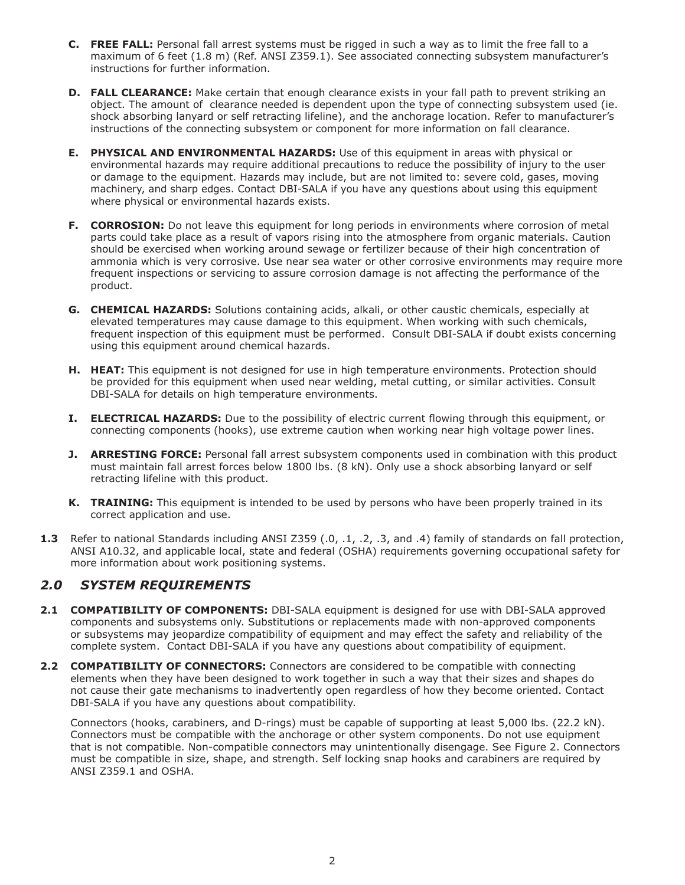**C. FREE FALL:** Personal fall arrest systems must be rigged in such a way as to limit the free fall to a maximum of 6 feet (1.8 m) (Ref. ANSI Z359.1). See associated connecting subsystem manufacturer's instructions for further information.

**D. FALL CLEARANCE:** Make certain that enough clearance exists in your fall path to prevent striking an object. The amount of clearance needed is dependent upon the type of connecting subsystem used (ie. shock absorbing lanyard or self retracting lifeline), and the anchorage location. Refer to manufacturer's instructions of the connecting subsystem or component for more information on fall clearance.

**E. PHYSICAL AND ENVIRONMENTAL HAZARDS:** Use of this equipment in areas with physical or environmental hazards may require additional precautions to reduce the possibility of injury to the user or damage to the equipment. Hazards may include, but are not limited to: severe cold, gases, moving machinery, and sharp edges. Contact DBI-SALA if you have any questions about using this equipment where physical or environmental hazards exists.

**F. CORROSION:** Do not leave this equipment for long periods in environments where corrosion of metal parts could take place as a result of vapors rising into the atmosphere from organic materials. Caution should be exercised when working around sewage or fertilizer because of their high concentration of ammonia which is very corrosive. Use near sea water or other corrosive environments may require more frequent inspections or servicing to assure corrosion damage is not affecting the performance of the product.

**G. CHEMICAL HAZARDS:** Solutions containing acids, alkali, or other caustic chemicals, especially at elevated temperatures may cause damage to this equipment. When working with such chemicals, frequent inspection of this equipment must be performed. Consult DBI-SALA if doubt exists concerning using this equipment around chemical hazards.

**H. HEAT:** This equipment is not designed for use in high temperature environments. Protection should be provided for this equipment when used near welding, metal cutting, or similar activities. Consult DBI-SALA for details on high temperature environments.

**I. ELECTRICAL HAZARDS:** Due to the possibility of electric current flowing through this equipment, or connecting components (hooks), use extreme caution when working near high voltage power lines.

**J. ARRESTING FORCE:** Personal fall arrest subsystem components used in combination with this product must maintain fall arrest forces below 1800 lbs. (8 kN). Only use a shock absorbing lanyard or self retracting lifeline with this product.

**K. TRAINING:** This equipment is intended to be used by persons who have been properly trained in its correct application and use.

**1.3** Refer to national Standards including ANSI Z359 (.0, .1, .2, .3, and .4) family of standards on fall protection, ANSI A10.32, and applicable local, state and federal (OSHA) requirements governing occupational safety for more information about work positioning systems.

## *2.0 SYSTEM REQUIREMENTS*

**2.1 COMPATIBILITY OF COMPONENTS:** DBI-SALA equipment is designed for use with DBI-SALA approved components and subsystems only. Substitutions or replacements made with non-approved components or subsystems may jeopardize compatibility of equipment and may effect the safety and reliability of the complete system. Contact DBI-SALA if you have any questions about compatibility of equipment.

**2.2 COMPATIBILITY OF CONNECTORS:** Connectors are considered to be compatible with connecting elements when they have been designed to work together in such a way that their sizes and shapes do not cause their gate mechanisms to inadvertently open regardless of how they become oriented. Contact DBI-SALA if you have any questions about compatibility.

Connectors (hooks, carabiners, and D-rings) must be capable of supporting at least 5,000 lbs. (22.2 kN). Connectors must be compatible with the anchorage or other system components. Do not use equipment that is not compatible. Non-compatible connectors may unintentionally disengage. See Figure 2. Connectors must be compatible in size, shape, and strength. Self locking snap hooks and carabiners are required by ANSI Z359.1 and OSHA.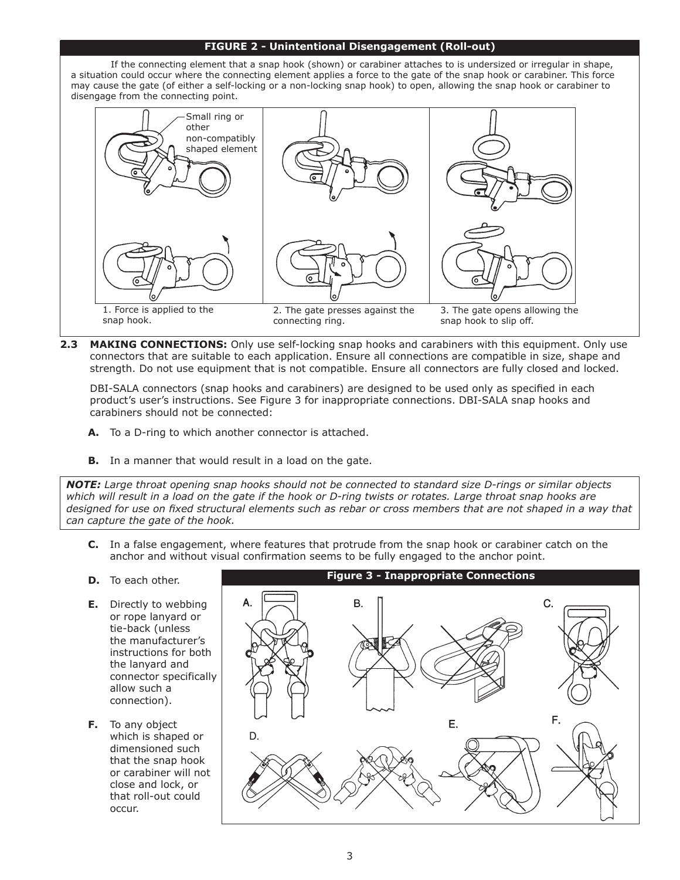**FIGURE 2 - Unintentional Disengagement (Roll-out)**

If the connecting element that a snap hook (shown) or carabiner attaches to is undersized or irregular in shape, a situation could occur where the connecting element applies a force to the gate of the snap hook or carabiner. This force may cause the gate (of either a self-locking or a non-locking snap hook) to open, allowing the snap hook or carabiner to disengage from the connecting point.

Small ring or other non-compatibly shaped element

1. Force is applied to the snap hook.

2. The gate presses against the connecting ring.

3. The gate opens allowing the snap hook to slip off.

**2.3 MAKING CONNECTIONS:** Only use self-locking snap hooks and carabiners with this equipment. Only use connectors that are suitable to each application. Ensure all connections are compatible in size, shape and strength. Do not use equipment that is not compatible. Ensure all connectors are fully closed and locked.

DBI-SALA connectors (snap hooks and carabiners) are designed to be used only as specified in each product's user's instructions. See Figure 3 for inappropriate connections. DBI-SALA snap hooks and carabiners should not be connected:

**A.** To a D-ring to which another connector is attached.

**B.** In a manner that would result in a load on the gate.

***NOTE:*** *Large throat opening snap hooks should not be connected to standard size D-rings or similar objects which will result in a load on the gate if the hook or D-ring twists or rotates. Large throat snap hooks are designed for use on fixed structural elements such as rebar or cross members that are not shaped in a way that can capture the gate of the hook.*

**C.** In a false engagement, where features that protrude from the snap hook or carabiner catch on the anchor and without visual confirmation seems to be fully engaged to the anchor point.

**D.** To each other.

**E.** Directly to webbing or rope lanyard or tie-back (unless the manufacturer's instructions for both the lanyard and connector specifically allow such a connection).

**F.** To any object which is shaped or dimensioned such that the snap hook or carabiner will not close and lock, or that roll-out could occur.

**Figure 3 - Inappropriate Connections**

A. B. C. D. E. F.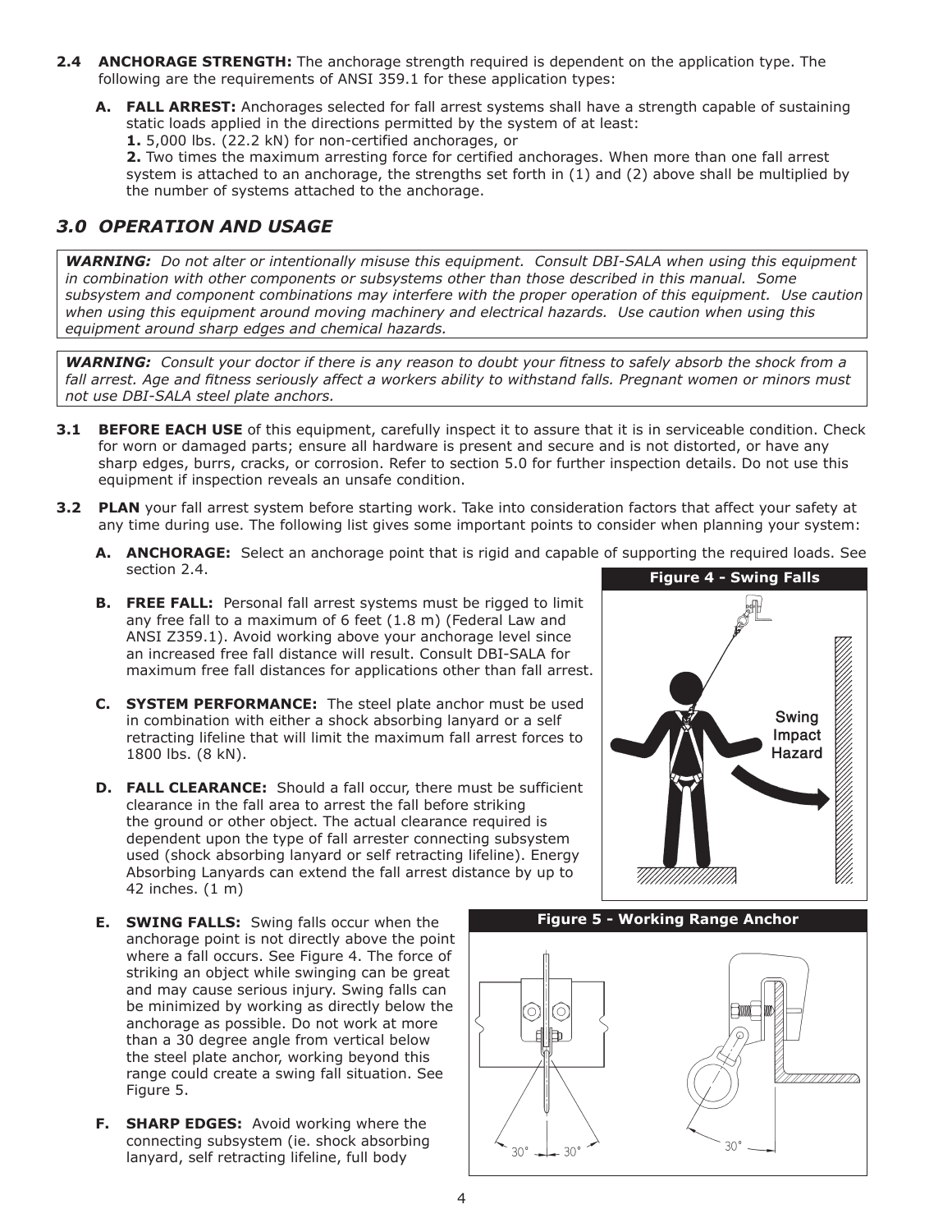**2.4 ANCHORAGE STRENGTH:** The anchorage strength required is dependent on the application type. The following are the requirements of ANSI 359.1 for these application types:

**A. FALL ARREST:** Anchorages selected for fall arrest systems shall have a strength capable of sustaining static loads applied in the directions permitted by the system of at least:
**1.** 5,000 lbs. (22.2 kN) for non-certified anchorages, or
**2.** Two times the maximum arresting force for certified anchorages. When more than one fall arrest system is attached to an anchorage, the strengths set forth in (1) and (2) above shall be multiplied by the number of systems attached to the anchorage.

## *3.0 OPERATION AND USAGE*

***WARNING:*** *Do not alter or intentionally misuse this equipment. Consult DBI-SALA when using this equipment in combination with other components or subsystems other than those described in this manual. Some subsystem and component combinations may interfere with the proper operation of this equipment. Use caution when using this equipment around moving machinery and electrical hazards. Use caution when using this equipment around sharp edges and chemical hazards.*

***WARNING:*** *Consult your doctor if there is any reason to doubt your fitness to safely absorb the shock from a fall arrest. Age and fitness seriously affect a workers ability to withstand falls. Pregnant women or minors must not use DBI-SALA steel plate anchors.*

**3.1 BEFORE EACH USE** of this equipment, carefully inspect it to assure that it is in serviceable condition. Check for worn or damaged parts; ensure all hardware is present and secure and is not distorted, or have any sharp edges, burrs, cracks, or corrosion. Refer to section 5.0 for further inspection details. Do not use this equipment if inspection reveals an unsafe condition.

**3.2 PLAN** your fall arrest system before starting work. Take into consideration factors that affect your safety at any time during use. The following list gives some important points to consider when planning your system:

**A. ANCHORAGE:** Select an anchorage point that is rigid and capable of supporting the required loads. See section 2.4.

**B. FREE FALL:** Personal fall arrest systems must be rigged to limit any free fall to a maximum of 6 feet (1.8 m) (Federal Law and ANSI Z359.1). Avoid working above your anchorage level since an increased free fall distance will result. Consult DBI-SALA for maximum free fall distances for applications other than fall arrest.

**C. SYSTEM PERFORMANCE:** The steel plate anchor must be used in combination with either a shock absorbing lanyard or a self retracting lifeline that will limit the maximum fall arrest forces to 1800 lbs. (8 kN).

**D. FALL CLEARANCE:** Should a fall occur, there must be sufficient clearance in the fall area to arrest the fall before striking the ground or other object. The actual clearance required is dependent upon the type of fall arrester connecting subsystem used (shock absorbing lanyard or self retracting lifeline). Energy Absorbing Lanyards can extend the fall arrest distance by up to 42 inches. (1 m)

**Figure 4 - Swing Falls**

Swing Impact Hazard

**E. SWING FALLS:** Swing falls occur when the anchorage point is not directly above the point where a fall occurs. See Figure 4. The force of striking an object while swinging can be great and may cause serious injury. Swing falls can be minimized by working as directly below the anchorage as possible. Do not work at more than a 30 degree angle from vertical below the steel plate anchor, working beyond this range could create a swing fall situation. See Figure 5.

**F. SHARP EDGES:** Avoid working where the connecting subsystem (ie. shock absorbing lanyard, self retracting lifeline, full body

**Figure 5 - Working Range Anchor**

30° 30° 30°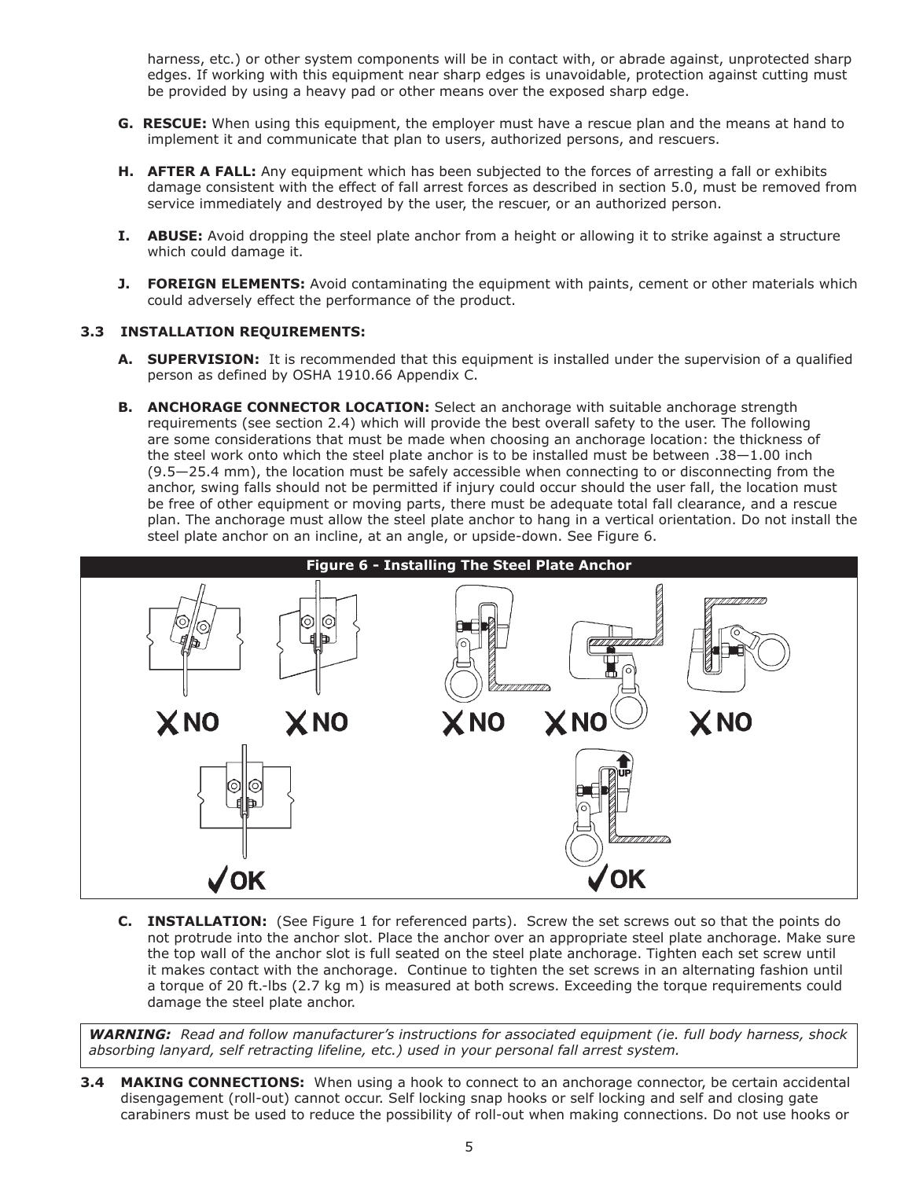harness, etc.) or other system components will be in contact with, or abrade against, unprotected sharp edges. If working with this equipment near sharp edges is unavoidable, protection against cutting must be provided by using a heavy pad or other means over the exposed sharp edge.

**G. RESCUE:** When using this equipment, the employer must have a rescue plan and the means at hand to implement it and communicate that plan to users, authorized persons, and rescuers.

**H. AFTER A FALL:** Any equipment which has been subjected to the forces of arresting a fall or exhibits damage consistent with the effect of fall arrest forces as described in section 5.0, must be removed from service immediately and destroyed by the user, the rescuer, or an authorized person.

**I. ABUSE:** Avoid dropping the steel plate anchor from a height or allowing it to strike against a structure which could damage it.

**J. FOREIGN ELEMENTS:** Avoid contaminating the equipment with paints, cement or other materials which could adversely effect the performance of the product.

### 3.3 INSTALLATION REQUIREMENTS:

**A. SUPERVISION:** It is recommended that this equipment is installed under the supervision of a qualified person as defined by OSHA 1910.66 Appendix C.

**B. ANCHORAGE CONNECTOR LOCATION:** Select an anchorage with suitable anchorage strength requirements (see section 2.4) which will provide the best overall safety to the user. The following are some considerations that must be made when choosing an anchorage location: the thickness of the steel work onto which the steel plate anchor is to be installed must be between .38—1.00 inch (9.5—25.4 mm), the location must be safely accessible when connecting to or disconnecting from the anchor, swing falls should not be permitted if injury could occur should the user fall, the location must be free of other equipment or moving parts, there must be adequate total fall clearance, and a rescue plan. The anchorage must allow the steel plate anchor to hang in a vertical orientation. Do not install the steel plate anchor on an incline, at an angle, or upside-down. See Figure 6.

**Figure 6 - Installing The Steel Plate Anchor**

NO NO NO NO NO

UP

OK OK

**C. INSTALLATION:** (See Figure 1 for referenced parts). Screw the set screws out so that the points do not protrude into the anchor slot. Place the anchor over an appropriate steel plate anchorage. Make sure the top wall of the anchor slot is full seated on the steel plate anchorage. Tighten each set screw until it makes contact with the anchorage. Continue to tighten the set screws in an alternating fashion until a torque of 20 ft.-lbs (2.7 kg m) is measured at both screws. Exceeding the torque requirements could damage the steel plate anchor.

***WARNING:*** *Read and follow manufacturer's instructions for associated equipment (ie. full body harness, shock absorbing lanyard, self retracting lifeline, etc.) used in your personal fall arrest system.*

**3.4 MAKING CONNECTIONS:** When using a hook to connect to an anchorage connector, be certain accidental disengagement (roll-out) cannot occur. Self locking snap hooks or self locking and self and closing gate carabiners must be used to reduce the possibility of roll-out when making connections. Do not use hooks or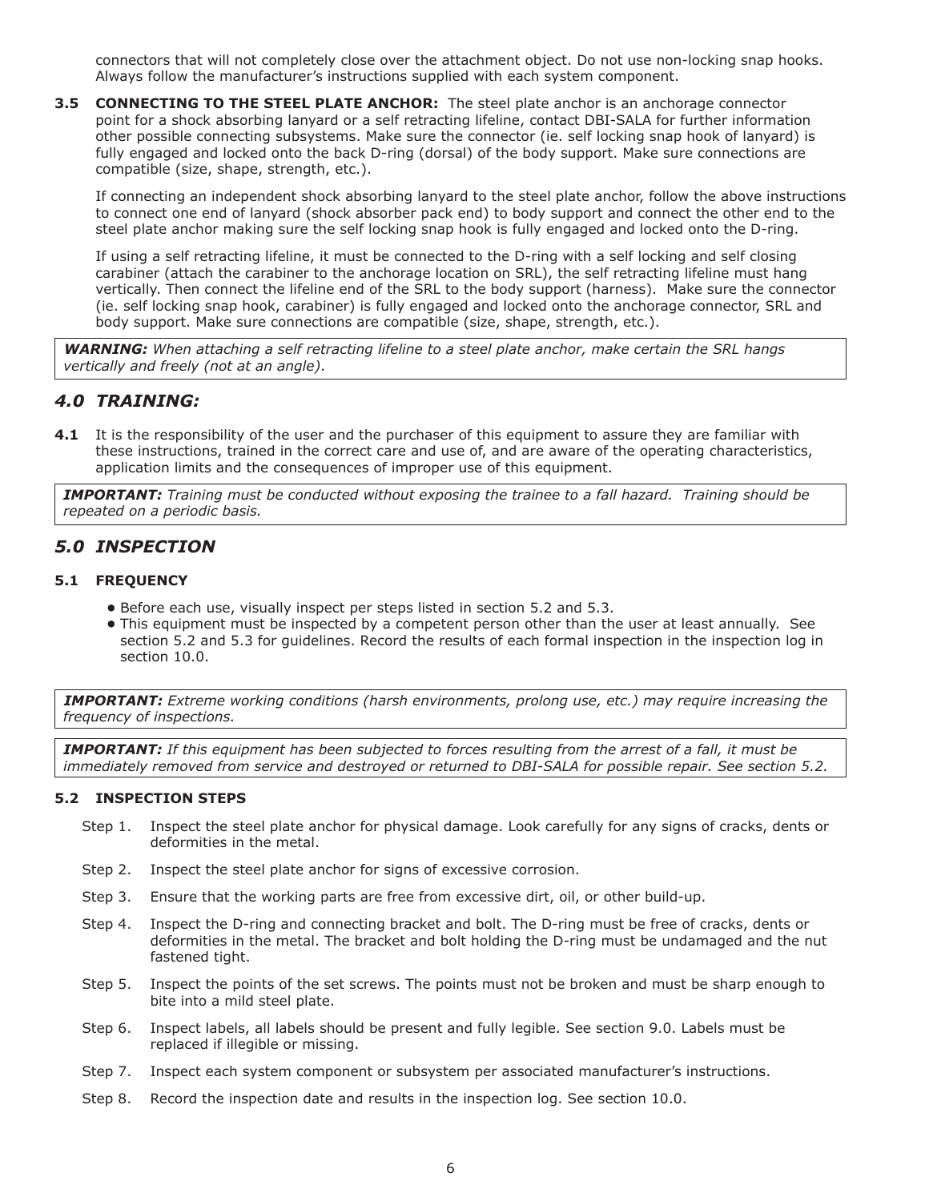connectors that will not completely close over the attachment object. Do not use non-locking snap hooks. Always follow the manufacturer's instructions supplied with each system component.

**3.5 CONNECTING TO THE STEEL PLATE ANCHOR:** The steel plate anchor is an anchorage connector point for a shock absorbing lanyard or a self retracting lifeline, contact DBI-SALA for further information other possible connecting subsystems. Make sure the connector (ie. self locking snap hook of lanyard) is fully engaged and locked onto the back D-ring (dorsal) of the body support. Make sure connections are compatible (size, shape, strength, etc.).

If connecting an independent shock absorbing lanyard to the steel plate anchor, follow the above instructions to connect one end of lanyard (shock absorber pack end) to body support and connect the other end to the steel plate anchor making sure the self locking snap hook is fully engaged and locked onto the D-ring.

If using a self retracting lifeline, it must be connected to the D-ring with a self locking and self closing carabiner (attach the carabiner to the anchorage location on SRL), the self retracting lifeline must hang vertically. Then connect the lifeline end of the SRL to the body support (harness). Make sure the connector (ie. self locking snap hook, carabiner) is fully engaged and locked onto the anchorage connector, SRL and body support. Make sure connections are compatible (size, shape, strength, etc.).

***WARNING:*** *When attaching a self retracting lifeline to a steel plate anchor, make certain the SRL hangs vertically and freely (not at an angle).*

## *4.0 TRAINING:*

**4.1** It is the responsibility of the user and the purchaser of this equipment to assure they are familiar with these instructions, trained in the correct care and use of, and are aware of the operating characteristics, application limits and the consequences of improper use of this equipment.

***IMPORTANT:*** *Training must be conducted without exposing the trainee to a fall hazard. Training should be repeated on a periodic basis.*

## *5.0 INSPECTION*

### 5.1 FREQUENCY

- Before each use, visually inspect per steps listed in section 5.2 and 5.3.
- This equipment must be inspected by a competent person other than the user at least annually. See section 5.2 and 5.3 for guidelines. Record the results of each formal inspection in the inspection log in section 10.0.

***IMPORTANT:*** *Extreme working conditions (harsh environments, prolong use, etc.) may require increasing the frequency of inspections.*

***IMPORTANT:*** *If this equipment has been subjected to forces resulting from the arrest of a fall, it must be immediately removed from service and destroyed or returned to DBI-SALA for possible repair. See section 5.2.*

### 5.2 INSPECTION STEPS

Step 1. Inspect the steel plate anchor for physical damage. Look carefully for any signs of cracks, dents or deformities in the metal.

Step 2. Inspect the steel plate anchor for signs of excessive corrosion.

Step 3. Ensure that the working parts are free from excessive dirt, oil, or other build-up.

Step 4. Inspect the D-ring and connecting bracket and bolt. The D-ring must be free of cracks, dents or deformities in the metal. The bracket and bolt holding the D-ring must be undamaged and the nut fastened tight.

Step 5. Inspect the points of the set screws. The points must not be broken and must be sharp enough to bite into a mild steel plate.

Step 6. Inspect labels, all labels should be present and fully legible. See section 9.0. Labels must be replaced if illegible or missing.

Step 7. Inspect each system component or subsystem per associated manufacturer's instructions.

Step 8. Record the inspection date and results in the inspection log. See section 10.0.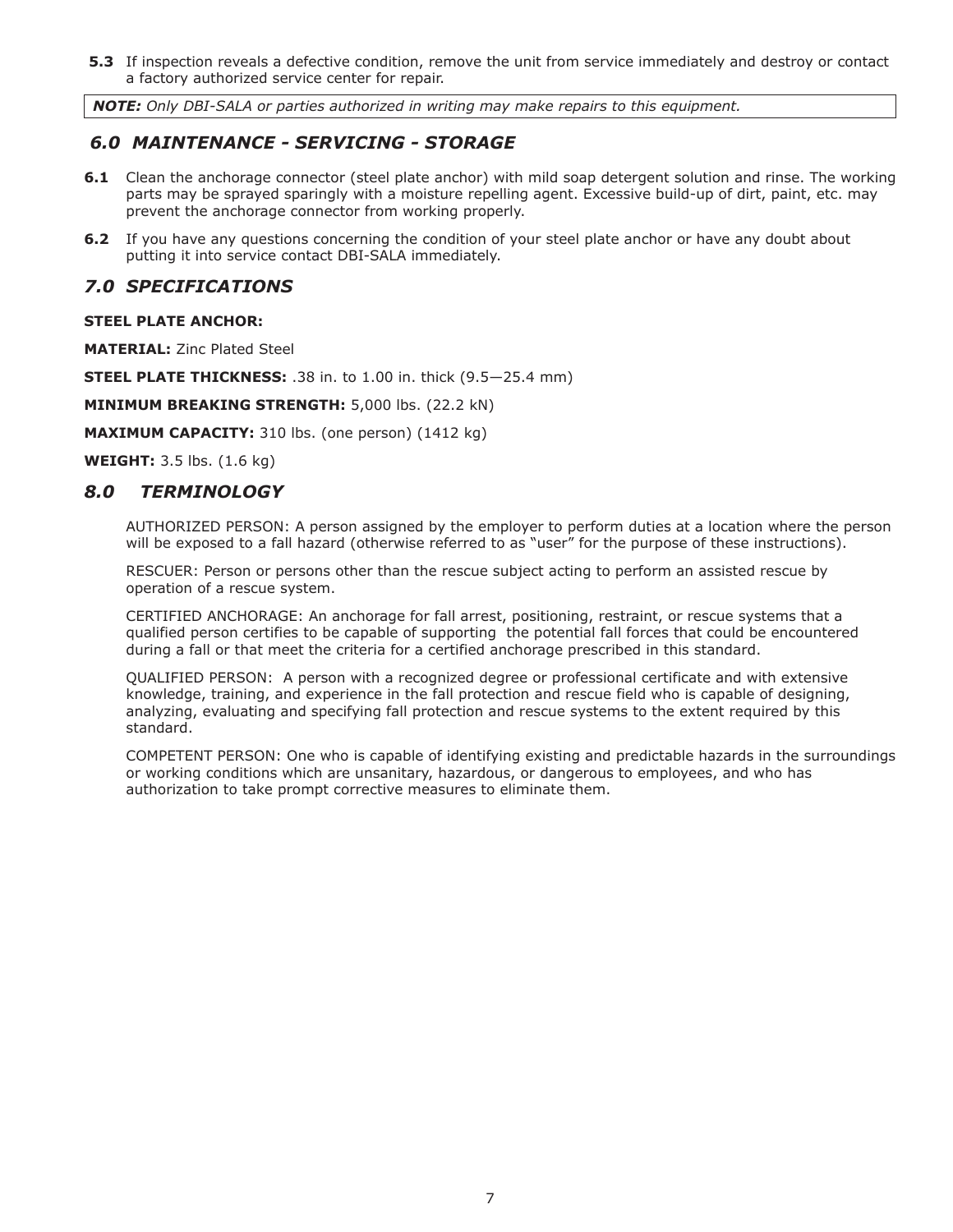**5.3** If inspection reveals a defective condition, remove the unit from service immediately and destroy or contact a factory authorized service center for repair.

***NOTE:*** *Only DBI-SALA or parties authorized in writing may make repairs to this equipment.*

## *6.0 MAINTENANCE - SERVICING - STORAGE*

**6.1** Clean the anchorage connector (steel plate anchor) with mild soap detergent solution and rinse. The working parts may be sprayed sparingly with a moisture repelling agent. Excessive build-up of dirt, paint, etc. may prevent the anchorage connector from working properly.

**6.2** If you have any questions concerning the condition of your steel plate anchor or have any doubt about putting it into service contact DBI-SALA immediately.

## *7.0 SPECIFICATIONS*

**STEEL PLATE ANCHOR:**

**MATERIAL:** Zinc Plated Steel

**STEEL PLATE THICKNESS:** .38 in. to 1.00 in. thick (9.5—25.4 mm)

**MINIMUM BREAKING STRENGTH:** 5,000 lbs. (22.2 kN)

**MAXIMUM CAPACITY:** 310 lbs. (one person) (1412 kg)

**WEIGHT:** 3.5 lbs. (1.6 kg)

## *8.0 TERMINOLOGY*

AUTHORIZED PERSON: A person assigned by the employer to perform duties at a location where the person will be exposed to a fall hazard (otherwise referred to as “user” for the purpose of these instructions).

RESCUER: Person or persons other than the rescue subject acting to perform an assisted rescue by operation of a rescue system.

CERTIFIED ANCHORAGE: An anchorage for fall arrest, positioning, restraint, or rescue systems that a qualified person certifies to be capable of supporting the potential fall forces that could be encountered during a fall or that meet the criteria for a certified anchorage prescribed in this standard.

QUALIFIED PERSON: A person with a recognized degree or professional certificate and with extensive knowledge, training, and experience in the fall protection and rescue field who is capable of designing, analyzing, evaluating and specifying fall protection and rescue systems to the extent required by this standard.

COMPETENT PERSON: One who is capable of identifying existing and predictable hazards in the surroundings or working conditions which are unsanitary, hazardous, or dangerous to employees, and who has authorization to take prompt corrective measures to eliminate them.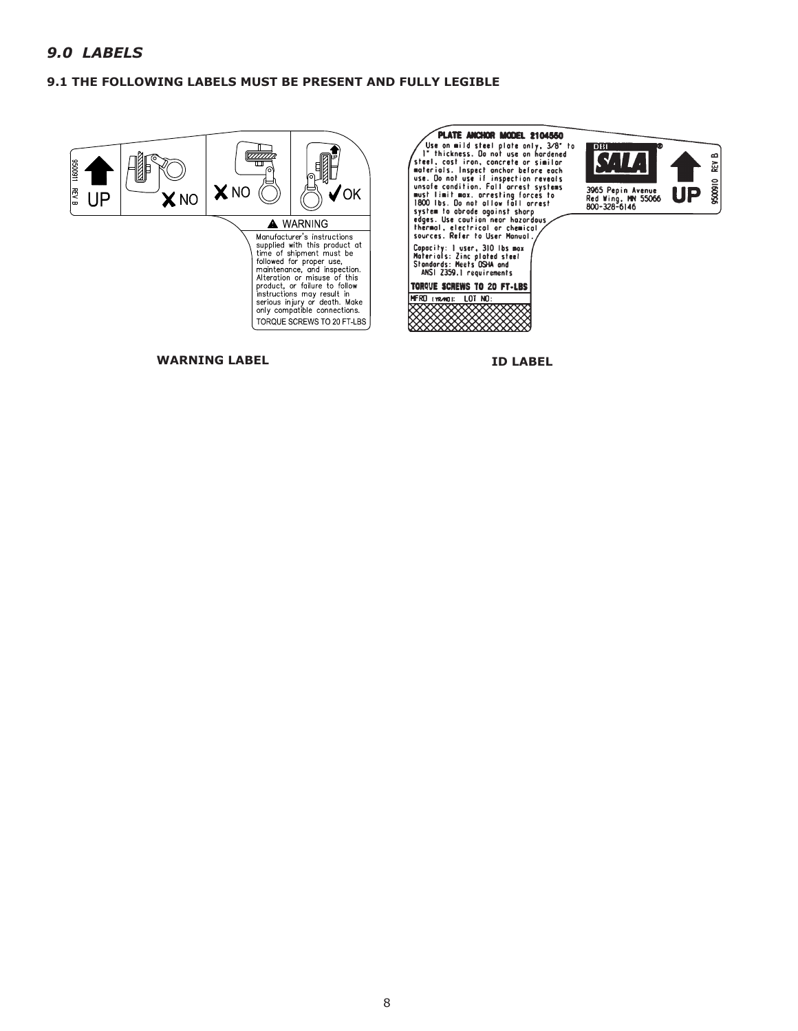## *9.0 LABELS*

### 9.1 THE FOLLOWING LABELS MUST BE PRESENT AND FULLY LEGIBLE

9500911 REV B

UP

NO

NO

OK

WARNING

Manufacturer's instructions supplied with this product at time of shipment must be followed for proper use, maintenance, and inspection. Alteration or misuse of this product, or failure to follow instructions may result in serious injury or death. Make only compatible connections.

TORQUE SCREWS TO 20 FT-LBS

**WARNING LABEL**

**PLATE ANCHOR MODEL 2104550**

Use on mild steel plate only, 3/8" to 1" thickness. Do not use on hardened steel, cast iron, concrete or similar materials. Inspect anchor before each use. Do not use if inspection reveals unsafe condition. Fall arrest systems must limit max. arresting forces to 1800 lbs. Do not allow fall arrest system to abrade against sharp edges. Use caution near hazardous thermal, electrical or chemical sources. Refer to User Manual.

Capacity: 1 user, 310 lbs max
Materials: Zinc plated steel
Standards: Meets OSHA and ANSI Z359.1 requirements

**TORQUE SCREWS TO 20 FT-LBS**

MFRD (YR/MO): LOT NO:

DBI SALA®

3965 Pepin Avenue
Red Wing, MN 55066
800-328-6146

UP

9500910 REV B

**ID LABEL**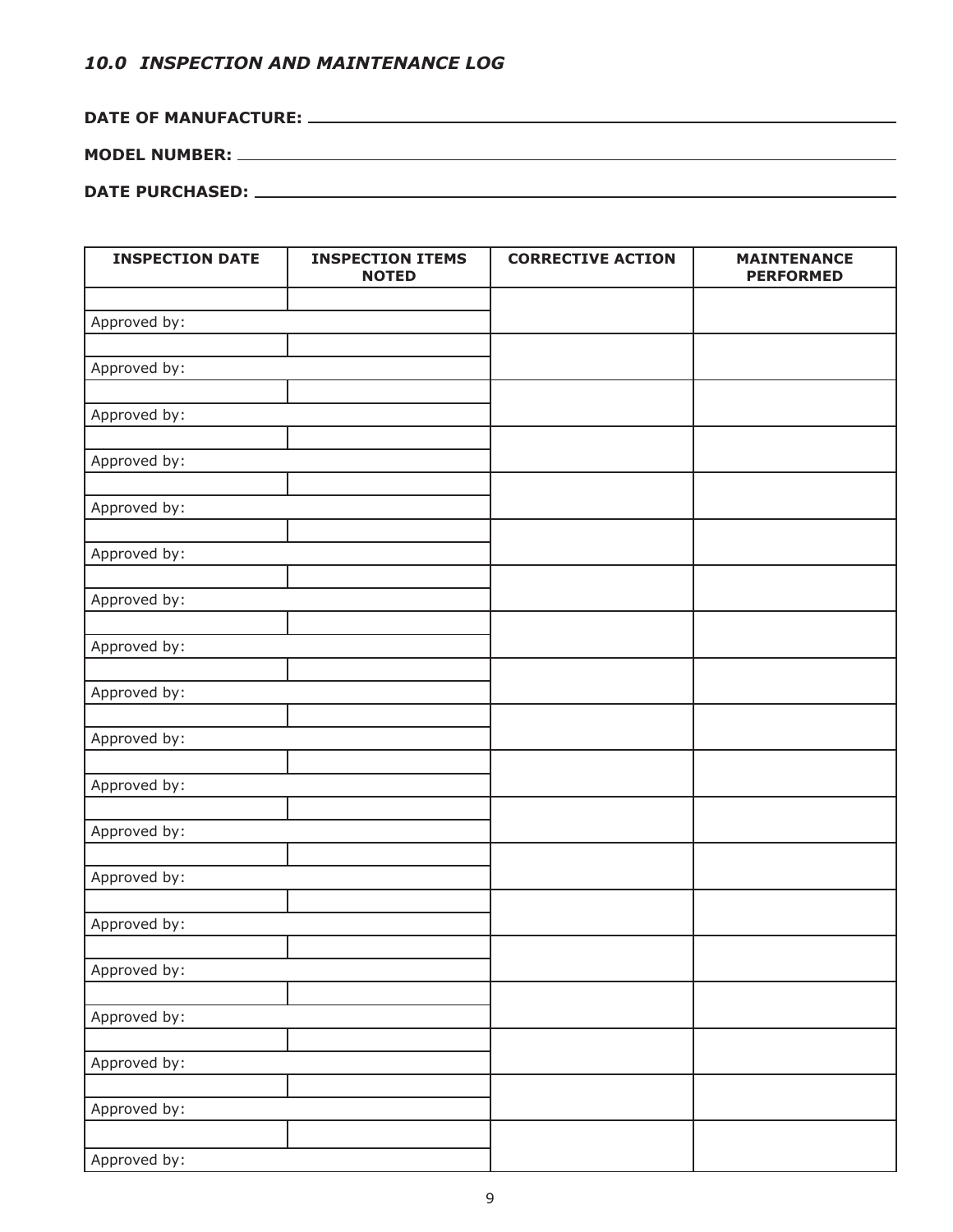## *10.0 INSPECTION AND MAINTENANCE LOG*

**DATE OF MANUFACTURE:** \_\_\_\_\_\_\_\_\_\_\_\_\_\_\_\_\_\_\_\_\_\_\_\_\_\_\_\_\_\_\_\_\_\_\_\_\_\_\_\_

**MODEL NUMBER:** \_\_\_\_\_\_\_\_\_\_\_\_\_\_\_\_\_\_\_\_\_\_\_\_\_\_\_\_\_\_\_\_\_\_\_\_\_\_\_\_

**DATE PURCHASED:** \_\_\_\_\_\_\_\_\_\_\_\_\_\_\_\_\_\_\_\_\_\_\_\_\_\_\_\_\_\_\_\_\_\_\_\_\_\_\_\_

| INSPECTION DATE | INSPECTION ITEMS NOTED | CORRECTIVE ACTION | MAINTENANCE PERFORMED |
|---|---|---|---|
| | | | |
| Approved by: | | | |
| | | | |
| Approved by: | | | |
| | | | |
| Approved by: | | | |
| | | | |
| Approved by: | | | |
| | | | |
| Approved by: | | | |
| | | | |
| Approved by: | | | |
| | | | |
| Approved by: | | | |
| | | | |
| Approved by: | | | |
| | | | |
| Approved by: | | | |
| | | | |
| Approved by: | | | |
| | | | |
| Approved by: | | | |
| | | | |
| Approved by: | | | |
| | | | |
| Approved by: | | | |
| | | | |
| Approved by: | | | |
| | | | |
| Approved by: | | | |
| | | | |
| Approved by: | | | |
| | | | |
| Approved by: | | | |
| | | | |
| Approved by: | | | |
| | | | |
| Approved by: | | | |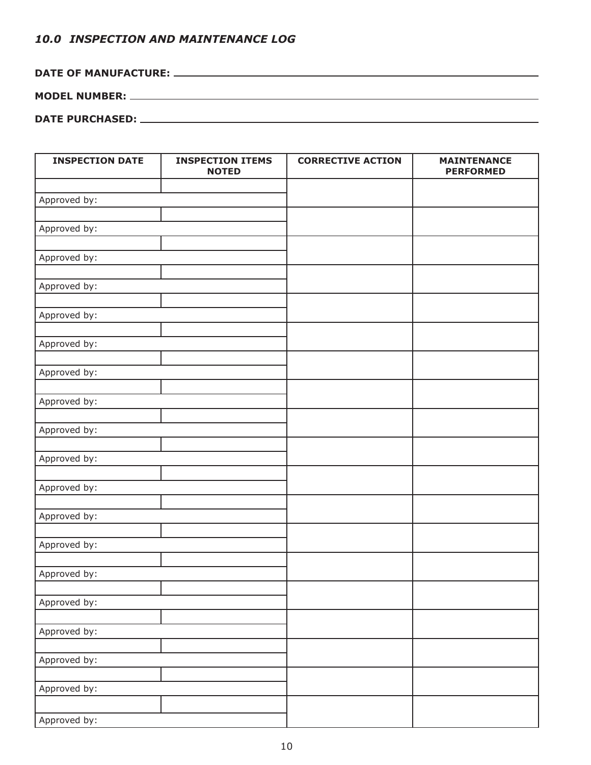## *10.0 INSPECTION AND MAINTENANCE LOG*

**DATE OF MANUFACTURE:** \_\_\_\_\_\_\_\_\_\_\_\_\_\_\_\_\_\_\_\_\_\_\_\_\_\_\_\_\_\_\_\_\_\_\_\_\_\_\_\_

**MODEL NUMBER:** \_\_\_\_\_\_\_\_\_\_\_\_\_\_\_\_\_\_\_\_\_\_\_\_\_\_\_\_\_\_\_\_\_\_\_\_\_\_\_\_

**DATE PURCHASED:** \_\_\_\_\_\_\_\_\_\_\_\_\_\_\_\_\_\_\_\_\_\_\_\_\_\_\_\_\_\_\_\_\_\_\_\_\_\_\_\_

| INSPECTION DATE | INSPECTION ITEMS NOTED | CORRECTIVE ACTION | MAINTENANCE PERFORMED |
|---|---|---|---|
| | | | |
| Approved by: | | | |
| | | | |
| Approved by: | | | |
| | | | |
| Approved by: | | | |
| | | | |
| Approved by: | | | |
| | | | |
| Approved by: | | | |
| | | | |
| Approved by: | | | |
| | | | |
| Approved by: | | | |
| | | | |
| Approved by: | | | |
| | | | |
| Approved by: | | | |
| | | | |
| Approved by: | | | |
| | | | |
| Approved by: | | | |
| | | | |
| Approved by: | | | |
| | | | |
| Approved by: | | | |
| | | | |
| Approved by: | | | |
| | | | |
| Approved by: | | | |
| | | | |
| Approved by: | | | |
| | | | |
| Approved by: | | | |
| | | | |
| Approved by: | | | |
| | | | |
| Approved by: | | | |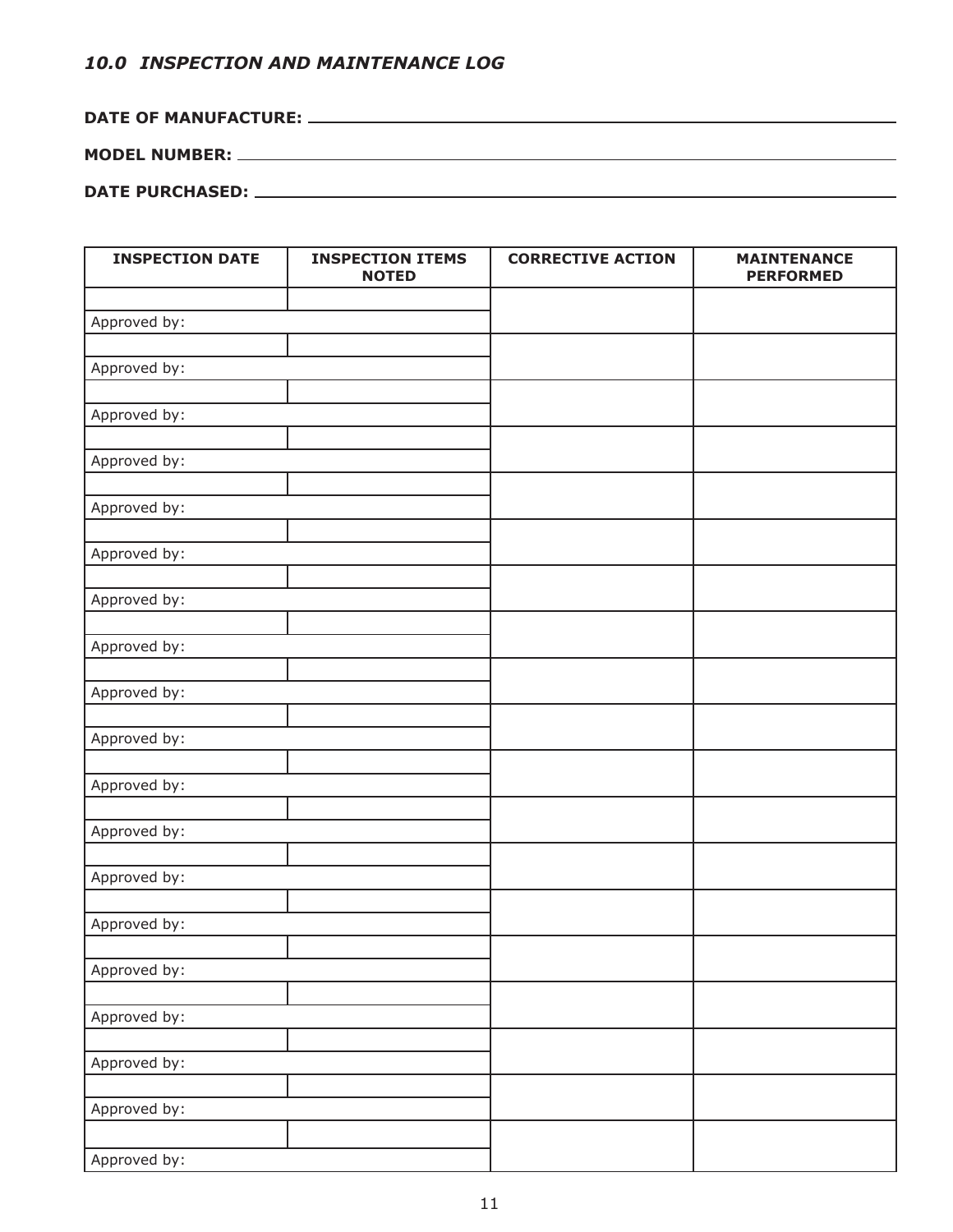## *10.0 INSPECTION AND MAINTENANCE LOG*

**DATE OF MANUFACTURE:** ______________________________

**MODEL NUMBER:** ______________________________

**DATE PURCHASED:** ______________________________

| INSPECTION DATE | INSPECTION ITEMS NOTED | CORRECTIVE ACTION | MAINTENANCE PERFORMED |
|---|---|---|---|
| | | | |
| Approved by: | | | |
| | | | |
| Approved by: | | | |
| | | | |
| Approved by: | | | |
| | | | |
| Approved by: | | | |
| | | | |
| Approved by: | | | |
| | | | |
| Approved by: | | | |
| | | | |
| Approved by: | | | |
| | | | |
| Approved by: | | | |
| | | | |
| Approved by: | | | |
| | | | |
| Approved by: | | | |
| | | | |
| Approved by: | | | |
| | | | |
| Approved by: | | | |
| | | | |
| Approved by: | | | |
| | | | |
| Approved by: | | | |
| | | | |
| Approved by: | | | |
| | | | |
| Approved by: | | | |
| | | | |
| Approved by: | | | |
| | | | |
| Approved by: | | | |
| | | | |
| Approved by: | | | |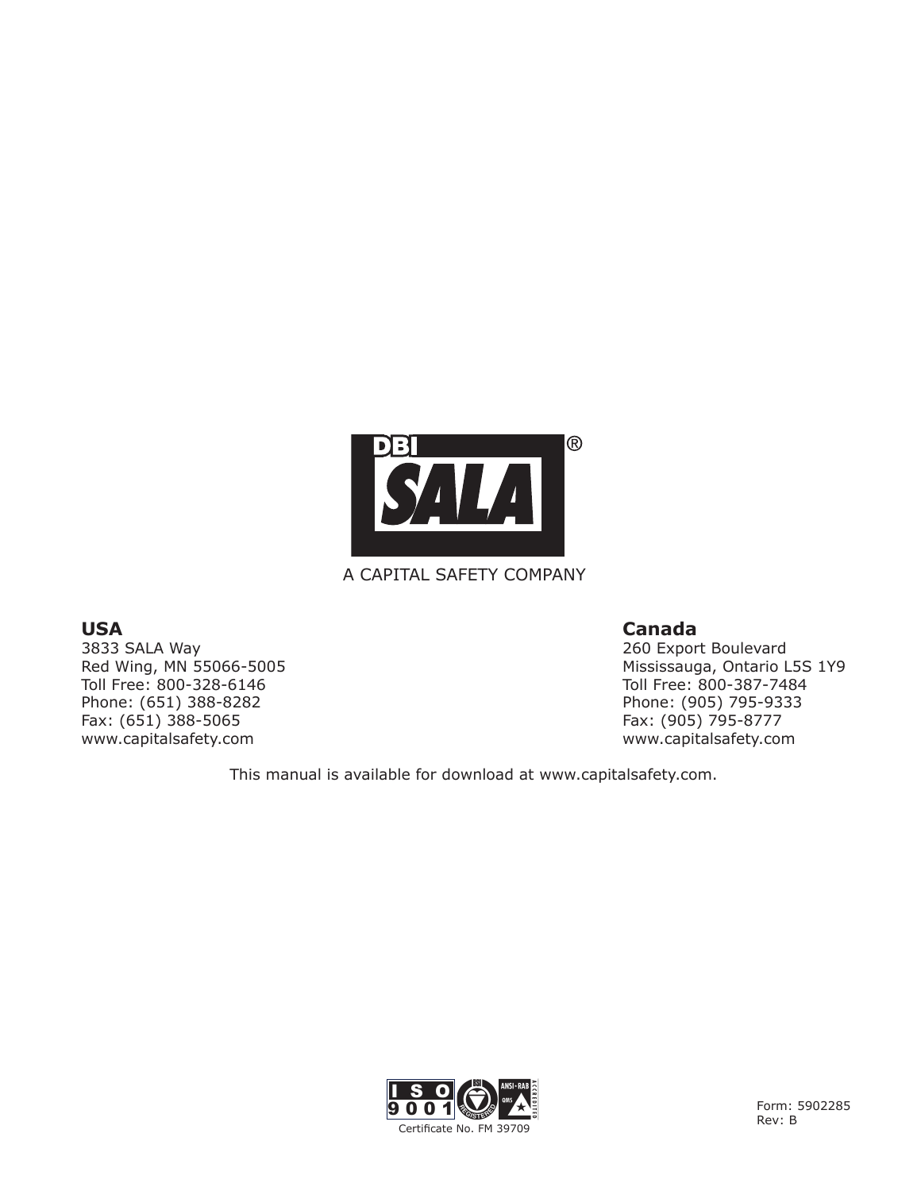DBI SALA®

A CAPITAL SAFETY COMPANY

**USA**
3833 SALA Way
Red Wing, MN 55066-5005
Toll Free: 800-328-6146
Phone: (651) 388-8282
Fax: (651) 388-5065
www.capitalsafety.com

**Canada**
260 Export Boulevard
Mississauga, Ontario L5S 1Y9
Toll Free: 800-387-7484
Phone: (905) 795-9333
Fax: (905) 795-8777
www.capitalsafety.com

This manual is available for download at www.capitalsafety.com.

ISO 9001

Certificate No. FM 39709

Form: 5902285
Rev: B